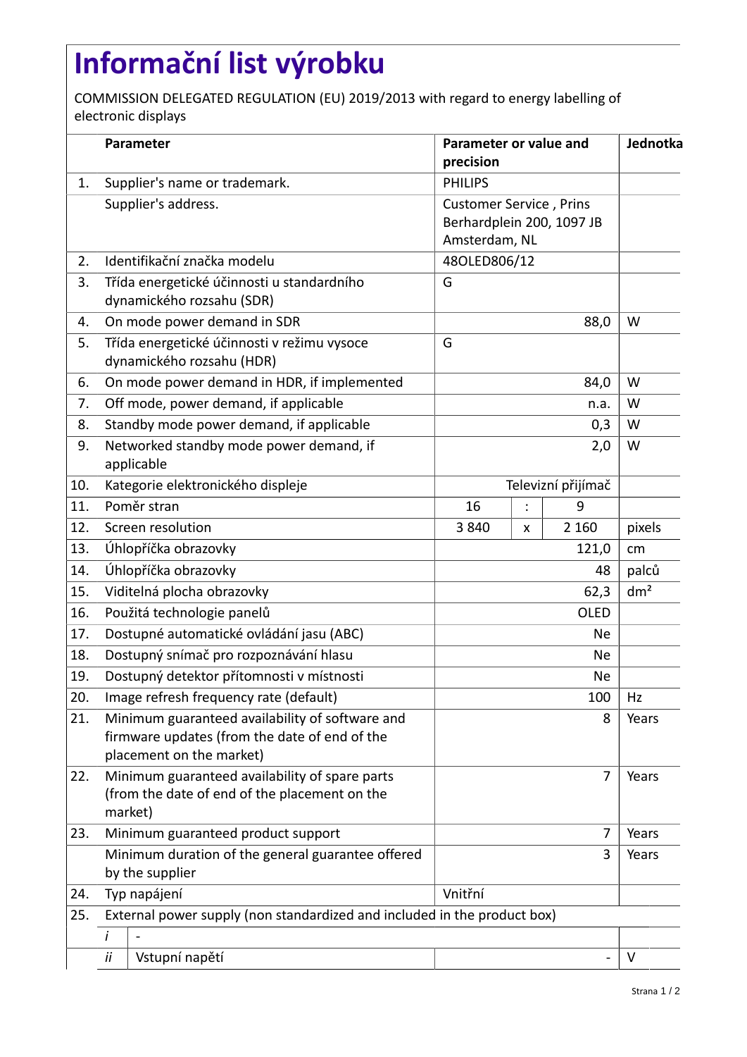# Informační list výrobku

COMMISSION DELEGATED REGULATION (EU) 2019/2013 with regard to energy labelling of electronic displays

| | Parameter | Parameter or value and precision | | | Jednotka |
|---|---|---|---|---|---|
| 1. | Supplier's name or trademark. | PHILIPS | | | |
| | Supplier's address. | Customer Service , Prins Berhardplein 200, 1097 JB Amsterdam, NL | | | |
| 2. | Identifikační značka modelu | 48OLED806/12 | | | |
| 3. | Třída energetické účinnosti u standardního dynamického rozsahu (SDR) | G | | | |
| 4. | On mode power demand in SDR | | | 88,0 | W |
| 5. | Třída energetické účinnosti v režimu vysoce dynamického rozsahu (HDR) | G | | | |
| 6. | On mode power demand in HDR, if implemented | | | 84,0 | W |
| 7. | Off mode, power demand, if applicable | | | n.a. | W |
| 8. | Standby mode power demand, if applicable | | | 0,3 | W |
| 9. | Networked standby mode power demand, if applicable | | | 2,0 | W |
| 10. | Kategorie elektronického displeje | | | Televizní přijímač | |
| 11. | Poměr stran | 16 | : | 9 | |
| 12. | Screen resolution | 3 840 | x | 2 160 | pixels |
| 13. | Úhlopříčka obrazovky | | | 121,0 | cm |
| 14. | Úhlopříčka obrazovky | | | 48 | palců |
| 15. | Viditelná plocha obrazovky | | | 62,3 | dm² |
| 16. | Použitá technologie panelů | | | OLED | |
| 17. | Dostupné automatické ovládání jasu (ABC) | | | Ne | |
| 18. | Dostupný snímač pro rozpoznávání hlasu | | | Ne | |
| 19. | Dostupný detektor přítomnosti v místnosti | | | Ne | |
| 20. | Image refresh frequency rate (default) | | | 100 | Hz |
| 21. | Minimum guaranteed availability of software and firmware updates (from the date of end of the placement on the market) | | | 8 | Years |
| 22. | Minimum guaranteed availability of spare parts (from the date of end of the placement on the market) | | | 7 | Years |
| 23. | Minimum guaranteed product support | | | 7 | Years |
| | Minimum duration of the general guarantee offered by the supplier | | | 3 | Years |
| 24. | Typ napájení | Vnitřní | | | |
| 25. | External power supply (non standardized and included in the product box) | | | | |
| | *i* - | | | | |
| | *ii* Vstupní napětí | | | - | V |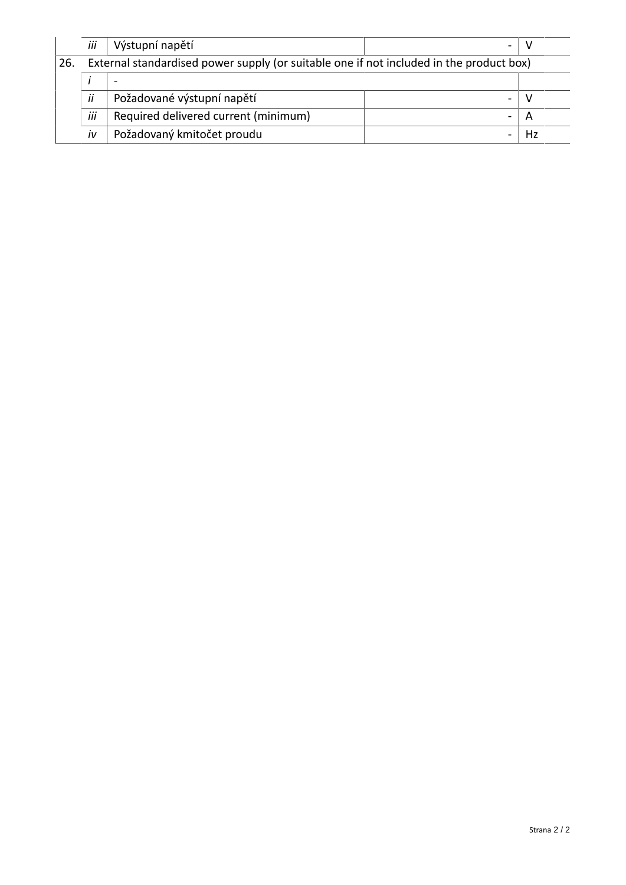| | | | | |
|---|---|---|---|---|
| | *iii* | Výstupní napětí | - | V |
| 26. | External standardised power supply (or suitable one if not included in the product box) | | | |
| | *i* | - | | |
| | *ii* | Požadované výstupní napětí | - | V |
| | *iii* | Required delivered current (minimum) | - | A |
| | *iv* | Požadovaný kmitočet proudu | - | Hz |